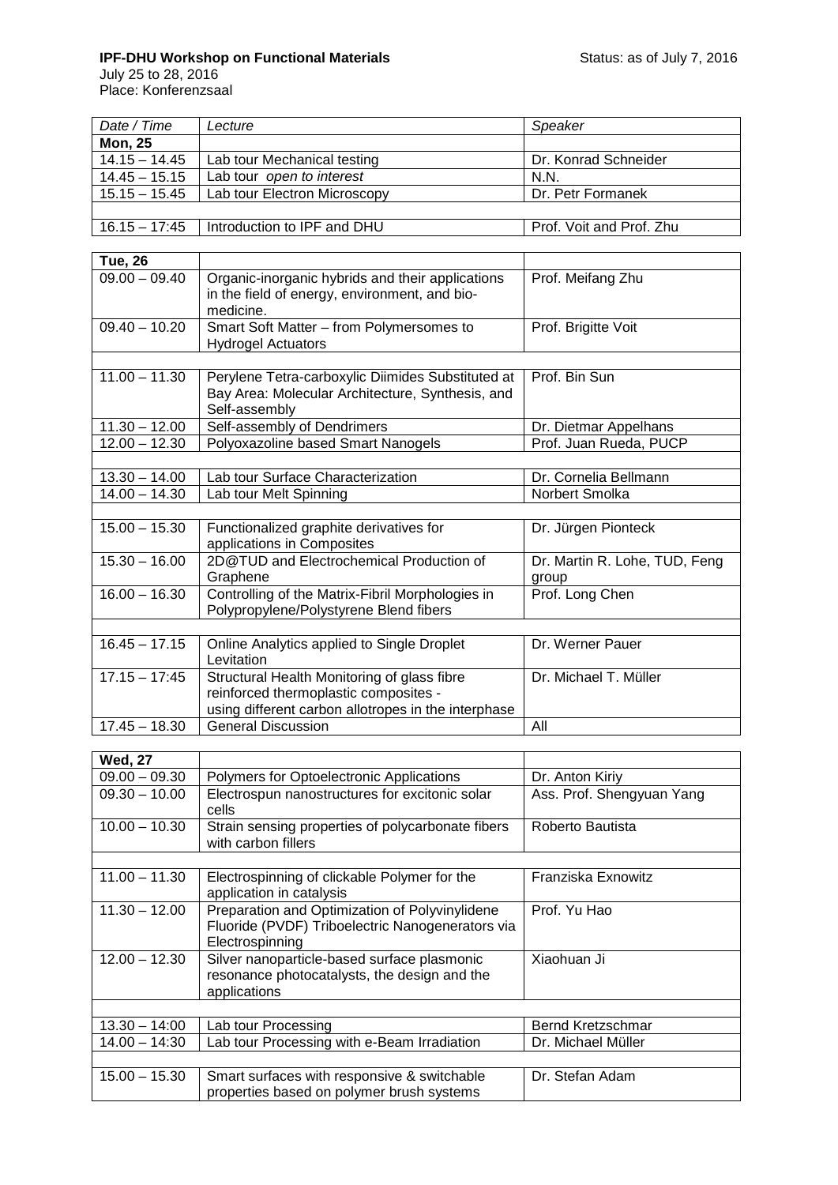**IPF-DHU Workshop on Functional Materials**

July 25 to 28, 2016

Place: Konferenzsaal

Status: as of July 7, 2016

| *Date / Time* | *Lecture* | *Speaker* |
|---|---|---|
| **Mon, 25** | | |
| 14.15 – 14.45 | Lab tour Mechanical testing | Dr. Konrad Schneider |
| 14.45 – 15.15 | Lab tour *open to interest* | N.N. |
| 15.15 – 15.45 | Lab tour Electron Microscopy | Dr. Petr Formanek |
| | | |
| 16.15 – 17:45 | Introduction to IPF and DHU | Prof. Voit and Prof. Zhu |

| **Tue, 26** | | |
|---|---|---|
| 09.00 – 09.40 | Organic-inorganic hybrids and their applications in the field of energy, environment, and bio-medicine. | Prof. Meifang Zhu |
| 09.40 – 10.20 | Smart Soft Matter – from Polymersomes to Hydrogel Actuators | Prof. Brigitte Voit |
| | | |
| 11.00 – 11.30 | Perylene Tetra-carboxylic Diimides Substituted at Bay Area: Molecular Architecture, Synthesis, and Self-assembly | Prof. Bin Sun |
| 11.30 – 12.00 | Self-assembly of Dendrimers | Dr. Dietmar Appelhans |
| 12.00 – 12.30 | Polyoxazoline based Smart Nanogels | Prof. Juan Rueda, PUCP |
| | | |
| 13.30 – 14.00 | Lab tour Surface Characterization | Dr. Cornelia Bellmann |
| 14.00 – 14.30 | Lab tour Melt Spinning | Norbert Smolka |
| | | |
| 15.00 – 15.30 | Functionalized graphite derivatives for applications in Composites | Dr. Jürgen Pionteck |
| 15.30 – 16.00 | 2D@TUD and Electrochemical Production of Graphene | Dr. Martin R. Lohe, TUD, Feng group |
| 16.00 – 16.30 | Controlling of the Matrix-Fibril Morphologies in Polypropylene/Polystyrene Blend fibers | Prof. Long Chen |
| | | |
| 16.45 – 17.15 | Online Analytics applied to Single Droplet Levitation | Dr. Werner Pauer |
| 17.15 – 17:45 | Structural Health Monitoring of glass fibre reinforced thermoplastic composites - using different carbon allotropes in the interphase | Dr. Michael T. Müller |
| 17.45 – 18.30 | General Discussion | All |

| **Wed, 27** | | |
|---|---|---|
| 09.00 – 09.30 | Polymers for Optoelectronic Applications | Dr. Anton Kiriy |
| 09.30 – 10.00 | Electrospun nanostructures for excitonic solar cells | Ass. Prof. Shengyuan Yang |
| 10.00 – 10.30 | Strain sensing properties of polycarbonate fibers with carbon fillers | Roberto Bautista |
| | | |
| 11.00 – 11.30 | Electrospinning of clickable Polymer for the application in catalysis | Franziska Exnowitz |
| 11.30 – 12.00 | Preparation and Optimization of Polyvinylidene Fluoride (PVDF) Triboelectric Nanogenerators via Electrospinning | Prof. Yu Hao |
| 12.00 – 12.30 | Silver nanoparticle-based surface plasmonic resonance photocatalysts, the design and the applications | Xiaohuan Ji |
| | | |
| 13.30 – 14:00 | Lab tour Processing | Bernd Kretzschmar |
| 14.00 – 14:30 | Lab tour Processing with e-Beam Irradiation | Dr. Michael Müller |
| | | |
| 15.00 – 15.30 | Smart surfaces with responsive & switchable properties based on polymer brush systems | Dr. Stefan Adam |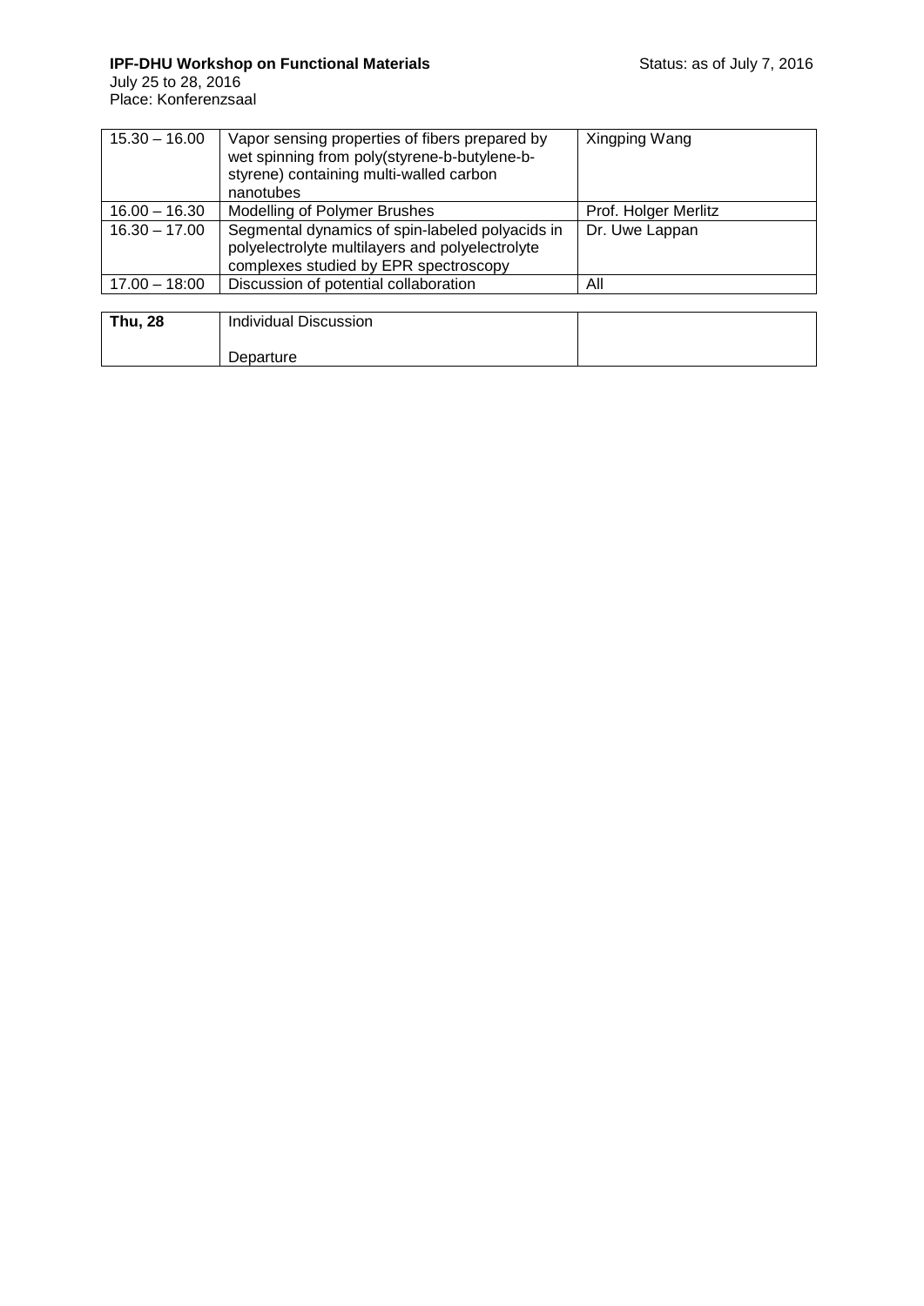| | | |
|---|---|---|
| 15.30 – 16.00 | Vapor sensing properties of fibers prepared by wet spinning from poly(styrene-b-butylene-b-styrene) containing multi-walled carbon nanotubes | Xingping Wang |
| 16.00 – 16.30 | Modelling of Polymer Brushes | Prof. Holger Merlitz |
| 16.30 – 17.00 | Segmental dynamics of spin-labeled polyacids in polyelectrolyte multilayers and polyelectrolyte complexes studied by EPR spectroscopy | Dr. Uwe Lappan |
| 17.00 – 18:00 | Discussion of potential collaboration | All |

| | | |
|---|---|---|
| **Thu, 28** | Individual Discussion<br><br>Departure | |